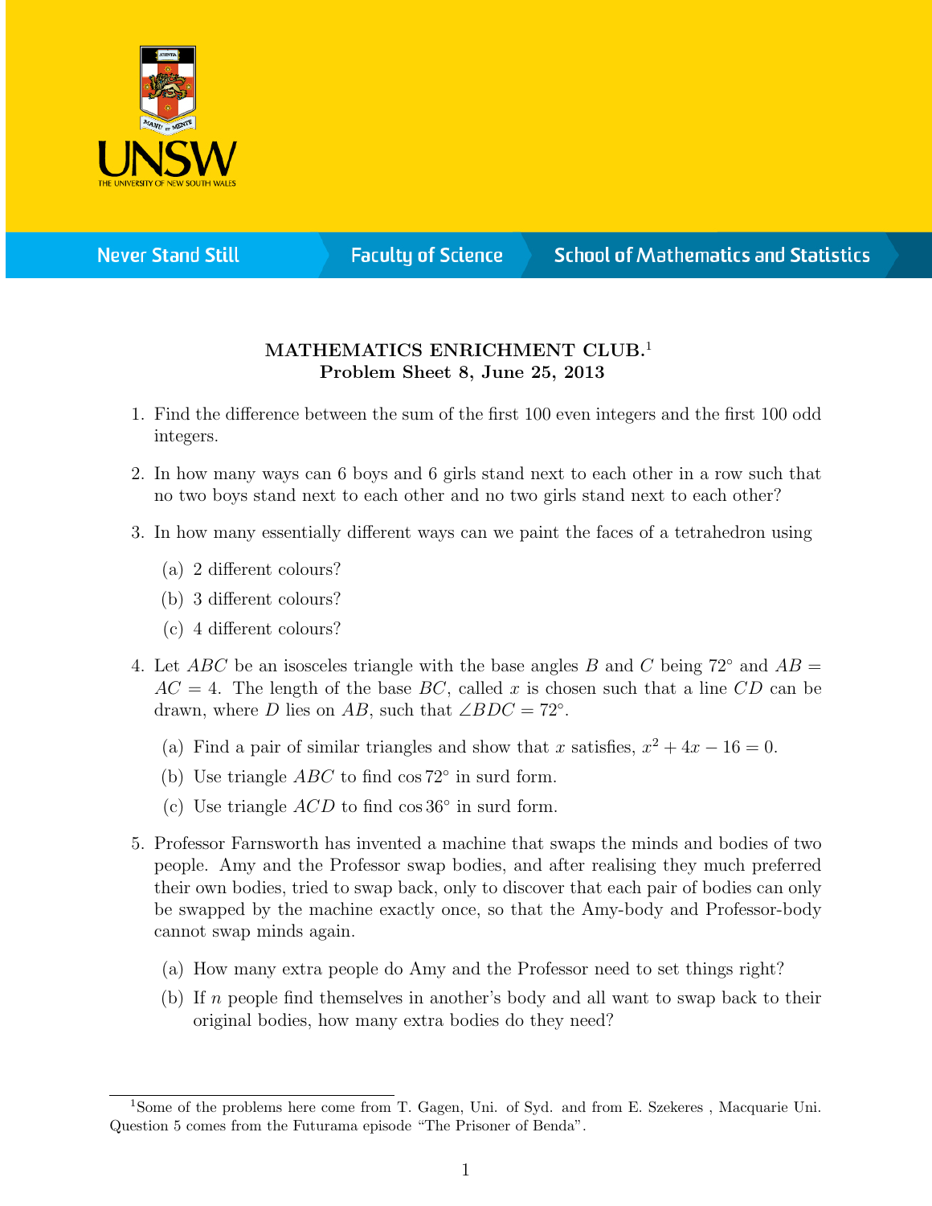# MATHEMATICS ENRICHMENT CLUB.[1]

## Problem Sheet 8, June 25, 2013

1. Find the difference between the sum of the first 100 even integers and the first 100 odd integers.

2. In how many ways can 6 boys and 6 girls stand next to each other in a row such that no two boys stand next to each other and no two girls stand next to each other?

3. In how many essentially different ways can we paint the faces of a tetrahedron using
   - (a) 2 different colours?
   - (b) 3 different colours?
   - (c) 4 different colours?

4. Let $ABC$ be an isosceles triangle with the base angles $B$ and $C$ being $72°$ and $AB = AC = 4$. The length of the base $BC$, called $x$ is chosen such that a line $CD$ can be drawn, where $D$ lies on $AB$, such that $\angle BDC = 72°$.
   - (a) Find a pair of similar triangles and show that $x$ satisfies, $x^2 + 4x - 16 = 0$.
   - (b) Use triangle $ABC$ to find $\cos 72°$ in surd form.
   - (c) Use triangle $ACD$ to find $\cos 36°$ in surd form.

5. Professor Farnsworth has invented a machine that swaps the minds and bodies of two people. Amy and the Professor swap bodies, and after realising they much preferred their own bodies, tried to swap back, only to discover that each pair of bodies can only be swapped by the machine exactly once, so that the Amy-body and Professor-body cannot swap minds again.
   - (a) How many extra people do Amy and the Professor need to set things right?
   - (b) If $n$ people find themselves in another's body and all want to swap back to their original bodies, how many extra bodies do they need?

---

[1] Some of the problems here come from T. Gagen, Uni. of Syd. and from E. Szekeres , Macquarie Uni. Question 5 comes from the Futurama episode "The Prisoner of Benda".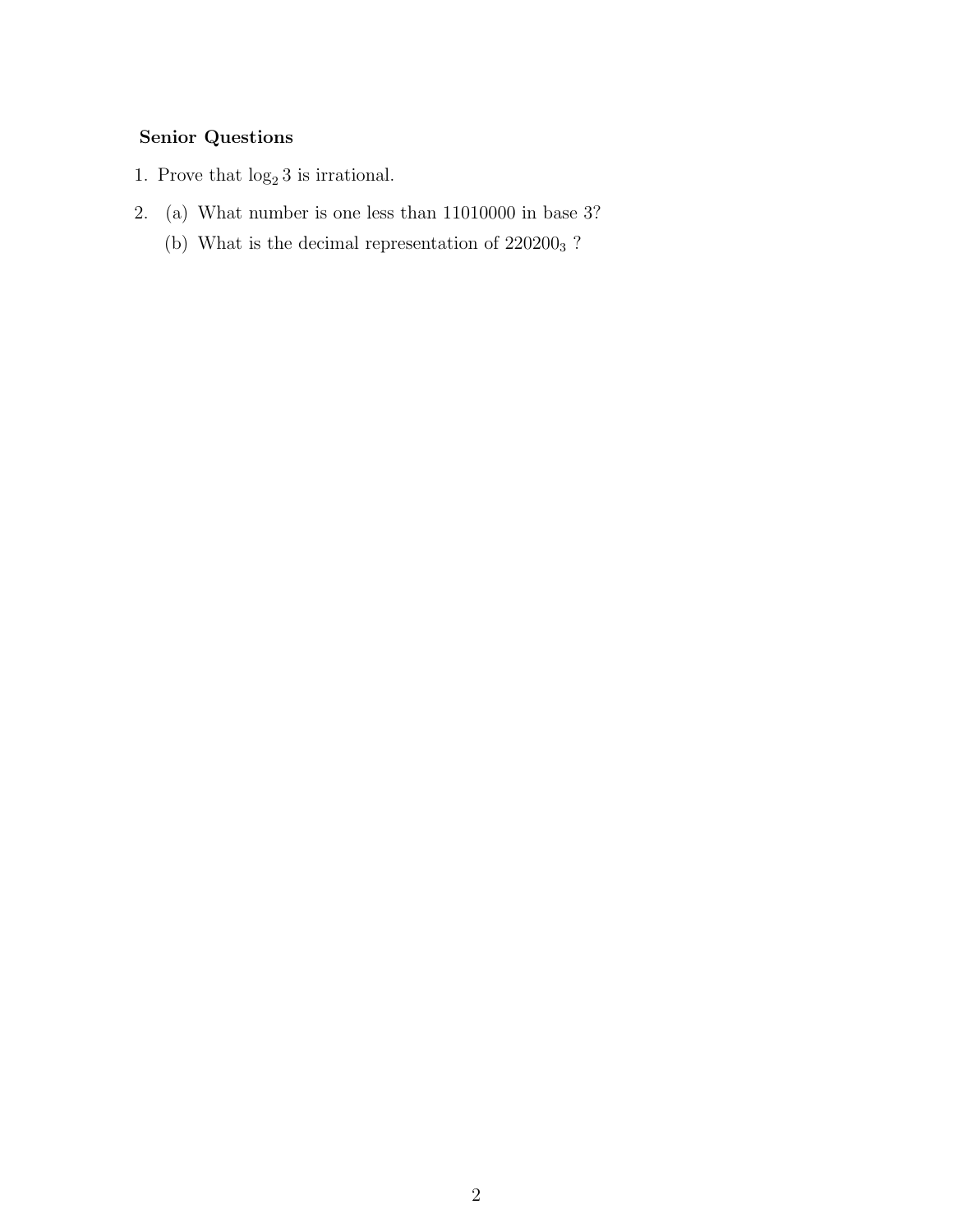**Senior Questions**

1. Prove that $\log_2 3$ is irrational.
2. (a) What number is one less than 11010000 in base 3?

   (b) What is the decimal representation of $220200_3$ ?